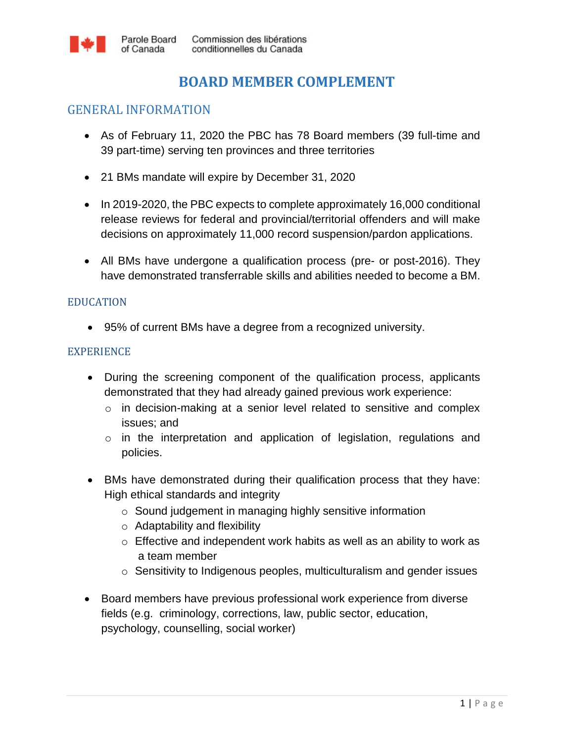Parole Board of Canada | Commission des libérations conditionnelles du Canada

# BOARD MEMBER COMPLEMENT

## GENERAL INFORMATION

- As of February 11, 2020 the PBC has 78 Board members (39 full-time and 39 part-time) serving ten provinces and three territories
- 21 BMs mandate will expire by December 31, 2020
- In 2019-2020, the PBC expects to complete approximately 16,000 conditional release reviews for federal and provincial/territorial offenders and will make decisions on approximately 11,000 record suspension/pardon applications.
- All BMs have undergone a qualification process (pre- or post-2016). They have demonstrated transferrable skills and abilities needed to become a BM.

### EDUCATION

- 95% of current BMs have a degree from a recognized university.

### EXPERIENCE

- During the screening component of the qualification process, applicants demonstrated that they had already gained previous work experience:
  - in decision-making at a senior level related to sensitive and complex issues; and
  - in the interpretation and application of legislation, regulations and policies.
- BMs have demonstrated during their qualification process that they have: High ethical standards and integrity
  - Sound judgement in managing highly sensitive information
  - Adaptability and flexibility
  - Effective and independent work habits as well as an ability to work as a team member
  - Sensitivity to Indigenous peoples, multiculturalism and gender issues
- Board members have previous professional work experience from diverse fields (e.g. criminology, corrections, law, public sector, education, psychology, counselling, social worker)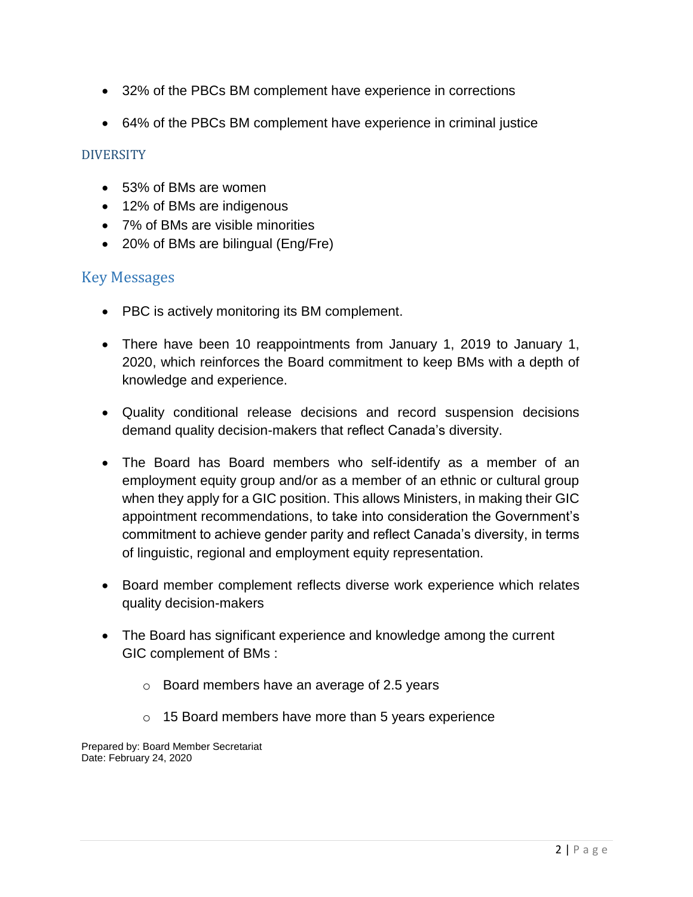- 32% of the PBCs BM complement have experience in corrections

- 64% of the PBCs BM complement have experience in criminal justice

### DIVERSITY

- 53% of BMs are women
- 12% of BMs are indigenous
- 7% of BMs are visible minorities
- 20% of BMs are bilingual (Eng/Fre)

## Key Messages

- PBC is actively monitoring its BM complement.

- There have been 10 reappointments from January 1, 2019 to January 1, 2020, which reinforces the Board commitment to keep BMs with a depth of knowledge and experience.

- Quality conditional release decisions and record suspension decisions demand quality decision-makers that reflect Canada's diversity.

- The Board has Board members who self-identify as a member of an employment equity group and/or as a member of an ethnic or cultural group when they apply for a GIC position. This allows Ministers, in making their GIC appointment recommendations, to take into consideration the Government's commitment to achieve gender parity and reflect Canada's diversity, in terms of linguistic, regional and employment equity representation.

- Board member complement reflects diverse work experience which relates quality decision-makers

- The Board has significant experience and knowledge among the current GIC complement of BMs :

    - Board members have an average of 2.5 years

    - 15 Board members have more than 5 years experience

Prepared by: Board Member Secretariat
Date: February 24, 2020